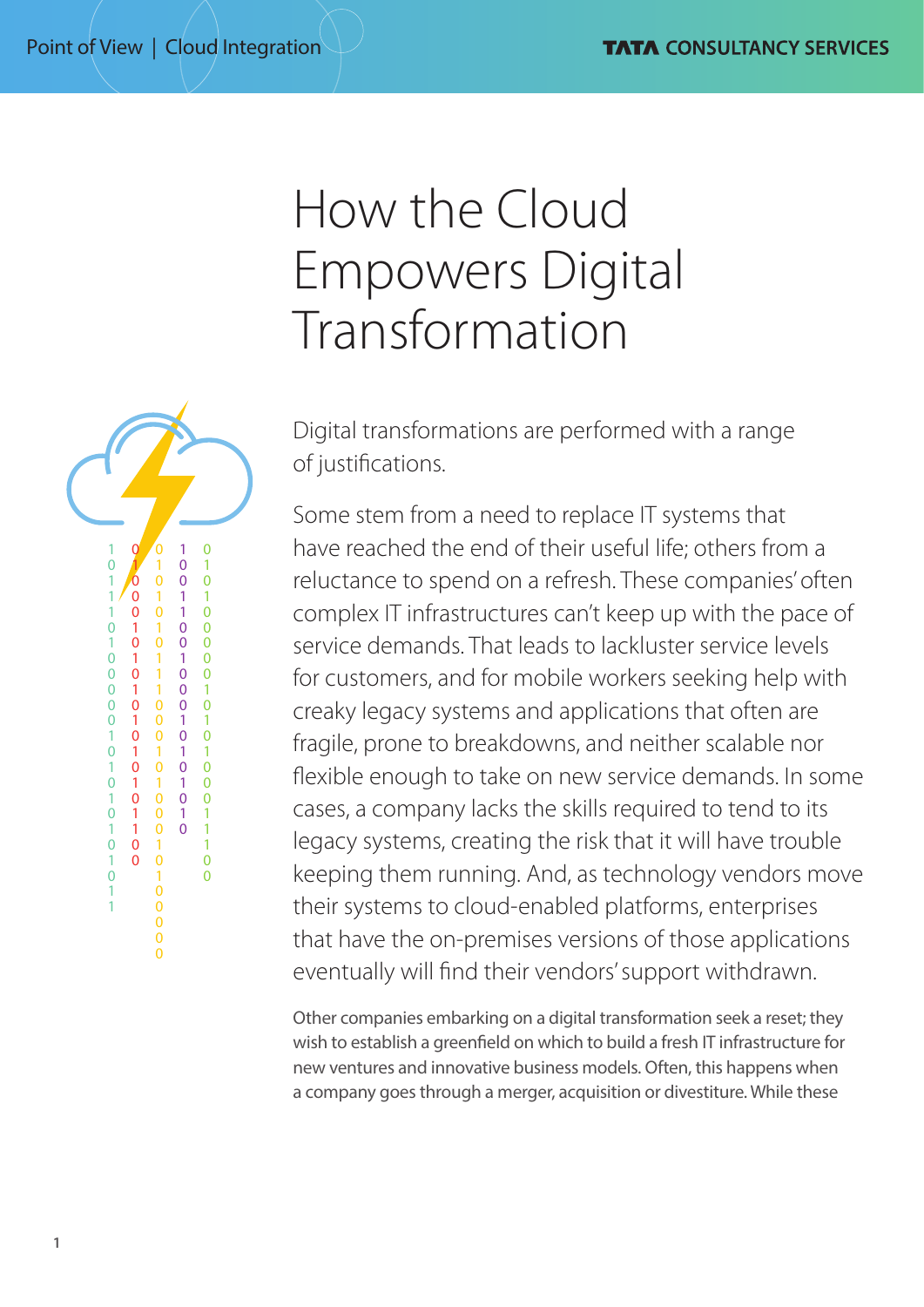# How the Cloud Empowers Digital Transformation

Digital transformations are performed with a range of justifications.

Some stem from a need to replace IT systems that have reached the end of their useful life; others from a reluctance to spend on a refresh. These companies' often complex IT infrastructures can't keep up with the pace of service demands. That leads to lackluster service levels for customers, and for mobile workers seeking help with creaky legacy systems and applications that often are fragile, prone to breakdowns, and neither scalable nor flexible enough to take on new service demands. In some cases, a company lacks the skills required to tend to its legacy systems, creating the risk that it will have trouble keeping them running. And, as technology vendors move their systems to cloud-enabled platforms, enterprises that have the on-premises versions of those applications eventually will find their vendors' support withdrawn.

Other companies embarking on a digital transformation seek a reset; they wish to establish a greenfield on which to build a fresh IT infrastructure for new ventures and innovative business models. Often, this happens when a company goes through a merger, acquisition or divestiture. While these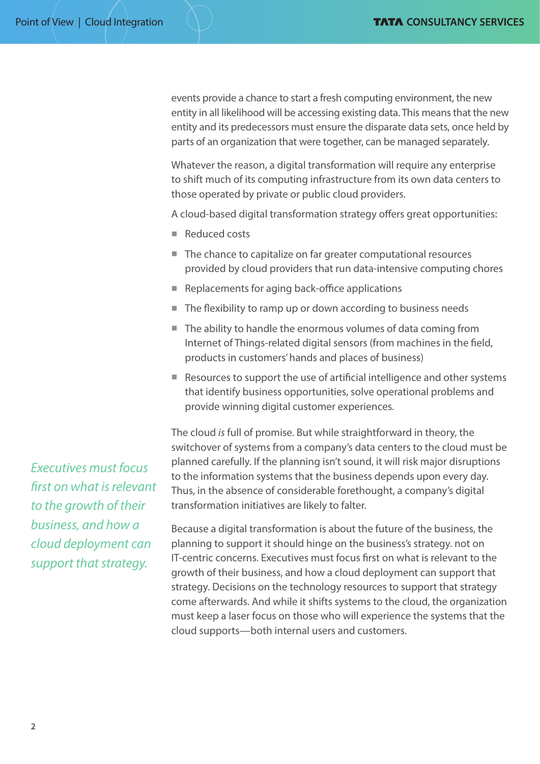events provide a chance to start a fresh computing environment, the new entity in all likelihood will be accessing existing data. This means that the new entity and its predecessors must ensure the disparate data sets, once held by parts of an organization that were together, can be managed separately.

Whatever the reason, a digital transformation will require any enterprise to shift much of its computing infrastructure from its own data centers to those operated by private or public cloud providers.

A cloud-based digital transformation strategy offers great opportunities:

- Reduced costs
- The chance to capitalize on far greater computational resources provided by cloud providers that run data-intensive computing chores
- Replacements for aging back-office applications
- The flexibility to ramp up or down according to business needs
- The ability to handle the enormous volumes of data coming from Internet of Things-related digital sensors (from machines in the field, products in customers' hands and places of business)
- Resources to support the use of artificial intelligence and other systems that identify business opportunities, solve operational problems and provide winning digital customer experiences.

*Executives must focus first on what is relevant to the growth of their business, and how a cloud deployment can support that strategy.*

The cloud *is* full of promise. But while straightforward in theory, the switchover of systems from a company's data centers to the cloud must be planned carefully. If the planning isn't sound, it will risk major disruptions to the information systems that the business depends upon every day. Thus, in the absence of considerable forethought, a company's digital transformation initiatives are likely to falter.

Because a digital transformation is about the future of the business, the planning to support it should hinge on the business's strategy. not on IT-centric concerns. Executives must focus first on what is relevant to the growth of their business, and how a cloud deployment can support that strategy. Decisions on the technology resources to support that strategy come afterwards. And while it shifts systems to the cloud, the organization must keep a laser focus on those who will experience the systems that the cloud supports—both internal users and customers.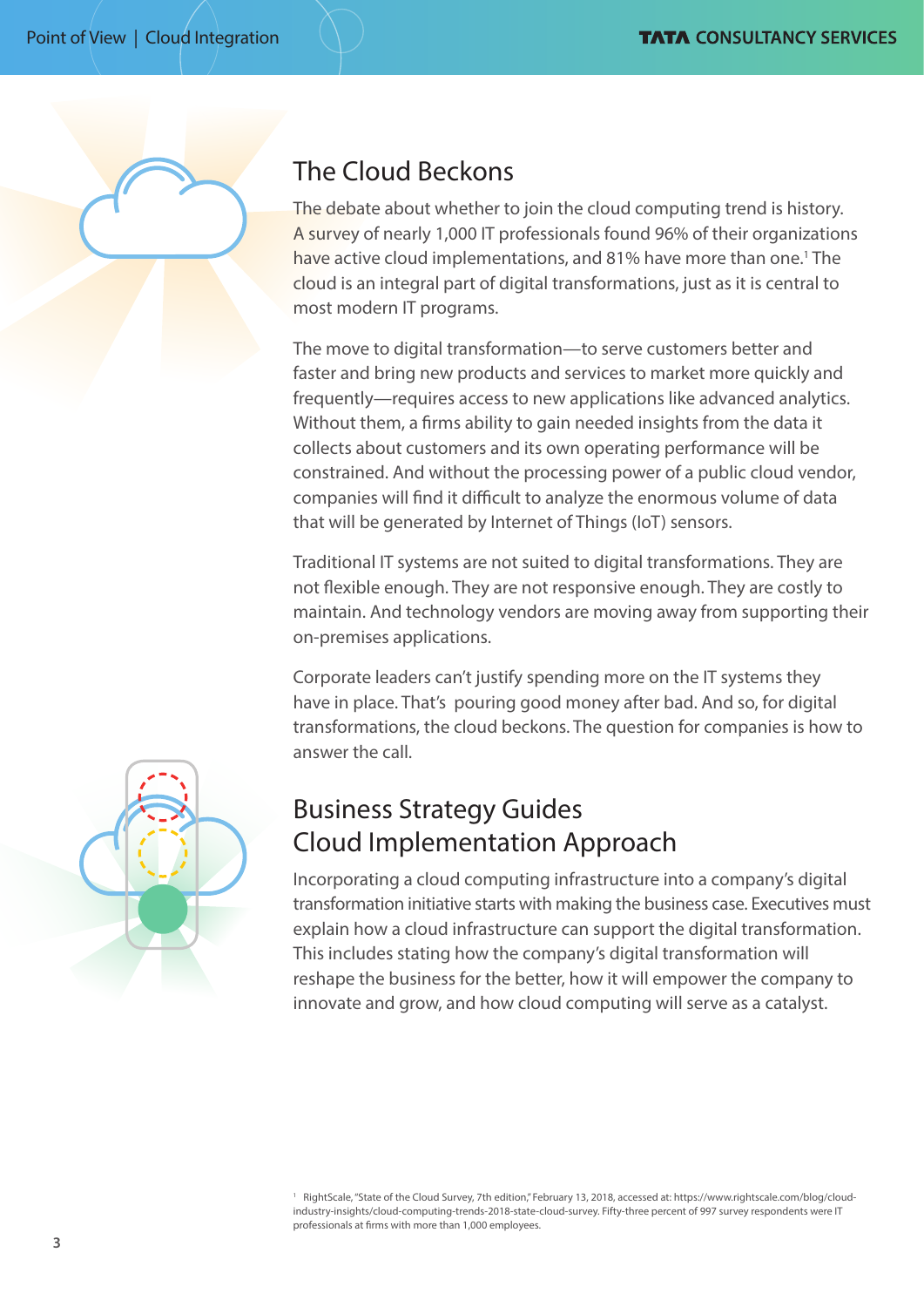## The Cloud Beckons

The debate about whether to join the cloud computing trend is history. A survey of nearly 1,000 IT professionals found 96% of their organizations have active cloud implementations, and 81% have more than one.[1] The cloud is an integral part of digital transformations, just as it is central to most modern IT programs.

The move to digital transformation—to serve customers better and faster and bring new products and services to market more quickly and frequently—requires access to new applications like advanced analytics. Without them, a firms ability to gain needed insights from the data it collects about customers and its own operating performance will be constrained. And without the processing power of a public cloud vendor, companies will find it difficult to analyze the enormous volume of data that will be generated by Internet of Things (IoT) sensors.

Traditional IT systems are not suited to digital transformations. They are not flexible enough. They are not responsive enough. They are costly to maintain. And technology vendors are moving away from supporting their on-premises applications.

Corporate leaders can't justify spending more on the IT systems they have in place. That's pouring good money after bad. And so, for digital transformations, the cloud beckons. The question for companies is how to answer the call.

## Business Strategy Guides Cloud Implementation Approach

Incorporating a cloud computing infrastructure into a company's digital transformation initiative starts with making the business case. Executives must explain how a cloud infrastructure can support the digital transformation. This includes stating how the company's digital transformation will reshape the business for the better, how it will empower the company to innovate and grow, and how cloud computing will serve as a catalyst.

[1] RightScale, "State of the Cloud Survey, 7th edition," February 13, 2018, accessed at: https://www.rightscale.com/blog/cloud-industry-insights/cloud-computing-trends-2018-state-cloud-survey. Fifty-three percent of 997 survey respondents were IT professionals at firms with more than 1,000 employees.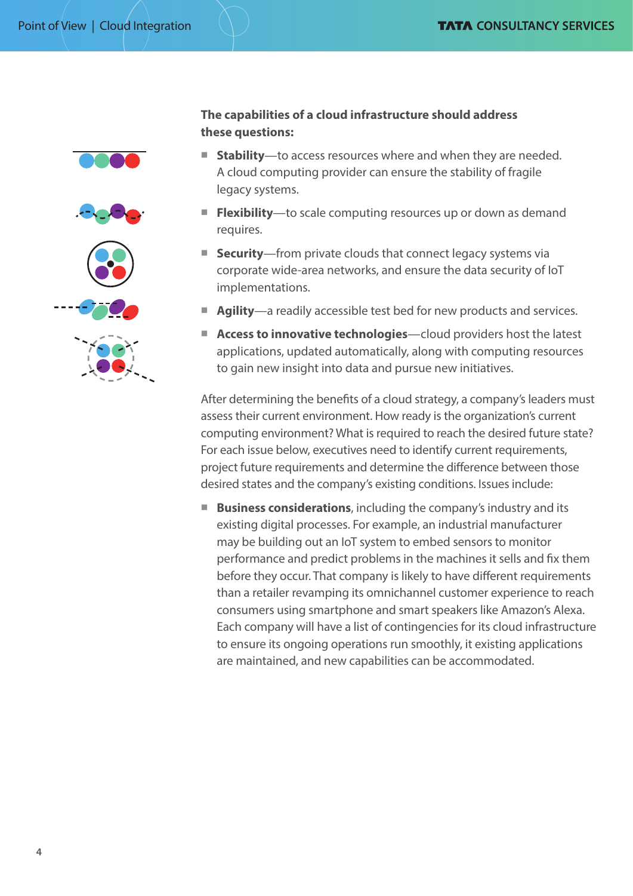**The capabilities of a cloud infrastructure should address these questions:**

- **Stability**—to access resources where and when they are needed. A cloud computing provider can ensure the stability of fragile legacy systems.
- **Flexibility**—to scale computing resources up or down as demand requires.
- **Security**—from private clouds that connect legacy systems via corporate wide-area networks, and ensure the data security of IoT implementations.
- **Agility**—a readily accessible test bed for new products and services.
- **Access to innovative technologies**—cloud providers host the latest applications, updated automatically, along with computing resources to gain new insight into data and pursue new initiatives.

After determining the benefits of a cloud strategy, a company's leaders must assess their current environment. How ready is the organization's current computing environment? What is required to reach the desired future state? For each issue below, executives need to identify current requirements, project future requirements and determine the difference between those desired states and the company's existing conditions. Issues include:

- **Business considerations**, including the company's industry and its existing digital processes. For example, an industrial manufacturer may be building out an IoT system to embed sensors to monitor performance and predict problems in the machines it sells and fix them before they occur. That company is likely to have different requirements than a retailer revamping its omnichannel customer experience to reach consumers using smartphone and smart speakers like Amazon's Alexa. Each company will have a list of contingencies for its cloud infrastructure to ensure its ongoing operations run smoothly, it existing applications are maintained, and new capabilities can be accommodated.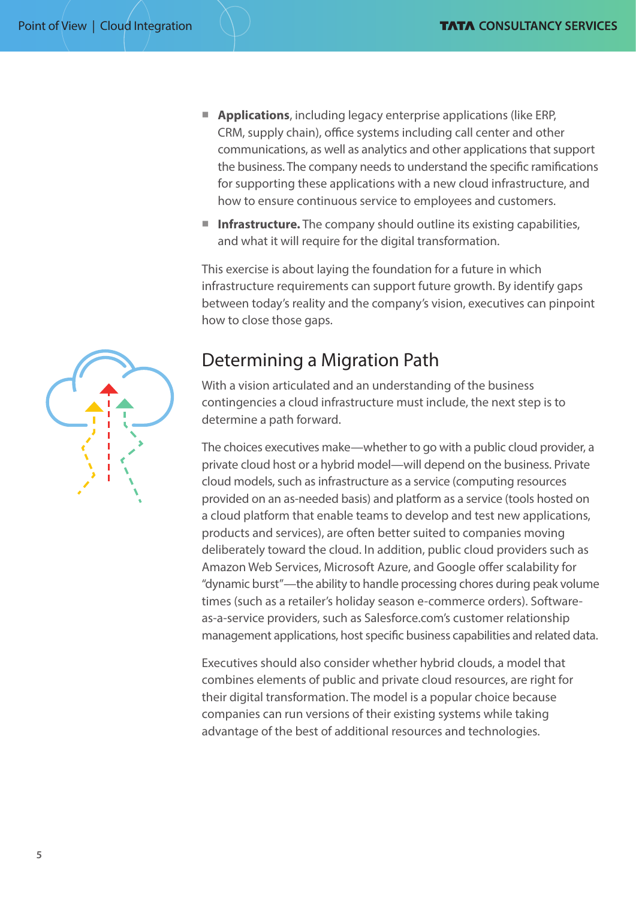- **Applications**, including legacy enterprise applications (like ERP, CRM, supply chain), office systems including call center and other communications, as well as analytics and other applications that support the business. The company needs to understand the specific ramifications for supporting these applications with a new cloud infrastructure, and how to ensure continuous service to employees and customers.
- **Infrastructure.** The company should outline its existing capabilities, and what it will require for the digital transformation.

This exercise is about laying the foundation for a future in which infrastructure requirements can support future growth. By identify gaps between today's reality and the company's vision, executives can pinpoint how to close those gaps.

## Determining a Migration Path

With a vision articulated and an understanding of the business contingencies a cloud infrastructure must include, the next step is to determine a path forward.

The choices executives make—whether to go with a public cloud provider, a private cloud host or a hybrid model—will depend on the business. Private cloud models, such as infrastructure as a service (computing resources provided on an as-needed basis) and platform as a service (tools hosted on a cloud platform that enable teams to develop and test new applications, products and services), are often better suited to companies moving deliberately toward the cloud. In addition, public cloud providers such as Amazon Web Services, Microsoft Azure, and Google offer scalability for "dynamic burst"—the ability to handle processing chores during peak volume times (such as a retailer's holiday season e-commerce orders). Software-as-a-service providers, such as Salesforce.com's customer relationship management applications, host specific business capabilities and related data.

Executives should also consider whether hybrid clouds, a model that combines elements of public and private cloud resources, are right for their digital transformation. The model is a popular choice because companies can run versions of their existing systems while taking advantage of the best of additional resources and technologies.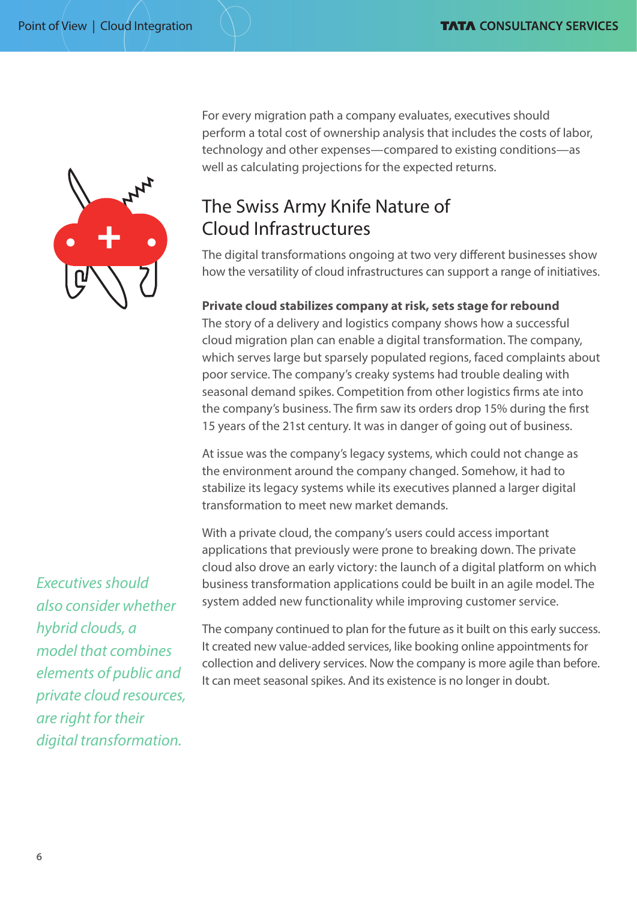For every migration path a company evaluates, executives should perform a total cost of ownership analysis that includes the costs of labor, technology and other expenses—compared to existing conditions—as well as calculating projections for the expected returns.

## The Swiss Army Knife Nature of Cloud Infrastructures

The digital transformations ongoing at two very different businesses show how the versatility of cloud infrastructures can support a range of initiatives.

**Private cloud stabilizes company at risk, sets stage for rebound**

The story of a delivery and logistics company shows how a successful cloud migration plan can enable a digital transformation. The company, which serves large but sparsely populated regions, faced complaints about poor service. The company's creaky systems had trouble dealing with seasonal demand spikes. Competition from other logistics firms ate into the company's business. The firm saw its orders drop 15% during the first 15 years of the 21st century. It was in danger of going out of business.

At issue was the company's legacy systems, which could not change as the environment around the company changed. Somehow, it had to stabilize its legacy systems while its executives planned a larger digital transformation to meet new market demands.

With a private cloud, the company's users could access important applications that previously were prone to breaking down. The private cloud also drove an early victory: the launch of a digital platform on which business transformation applications could be built in an agile model. The system added new functionality while improving customer service.

The company continued to plan for the future as it built on this early success. It created new value-added services, like booking online appointments for collection and delivery services. Now the company is more agile than before. It can meet seasonal spikes. And its existence is no longer in doubt.

*Executives should also consider whether hybrid clouds, a model that combines elements of public and private cloud resources, are right for their digital transformation.*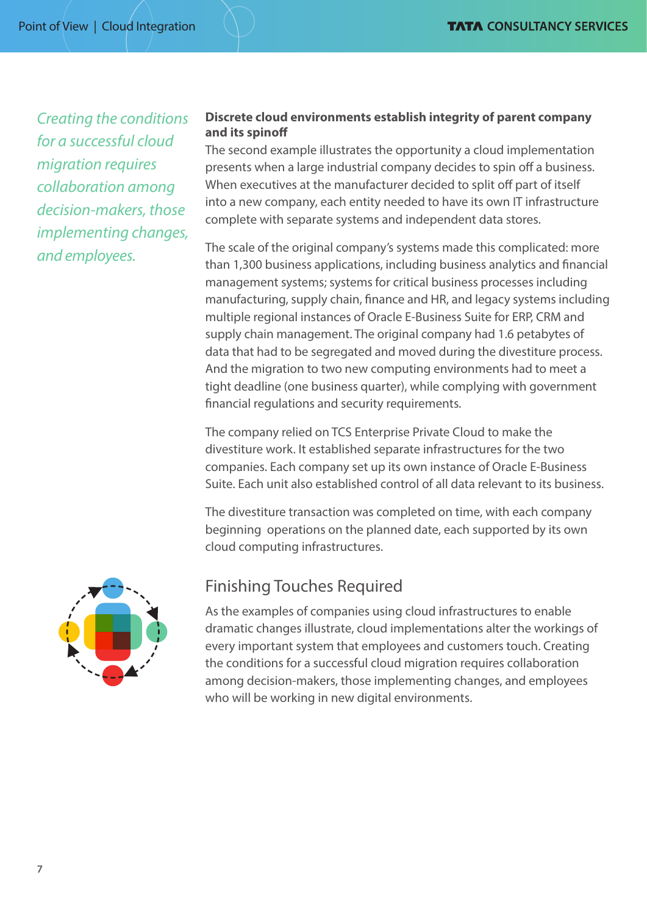*Creating the conditions for a successful cloud migration requires collaboration among decision-makers, those implementing changes, and employees.*

**Discrete cloud environments establish integrity of parent company and its spinoff**

The second example illustrates the opportunity a cloud implementation presents when a large industrial company decides to spin off a business. When executives at the manufacturer decided to split off part of itself into a new company, each entity needed to have its own IT infrastructure complete with separate systems and independent data stores.

The scale of the original company's systems made this complicated: more than 1,300 business applications, including business analytics and financial management systems; systems for critical business processes including manufacturing, supply chain, finance and HR, and legacy systems including multiple regional instances of Oracle E-Business Suite for ERP, CRM and supply chain management. The original company had 1.6 petabytes of data that had to be segregated and moved during the divestiture process. And the migration to two new computing environments had to meet a tight deadline (one business quarter), while complying with government financial regulations and security requirements.

The company relied on TCS Enterprise Private Cloud to make the divestiture work. It established separate infrastructures for the two companies. Each company set up its own instance of Oracle E-Business Suite. Each unit also established control of all data relevant to its business.

The divestiture transaction was completed on time, with each company beginning operations on the planned date, each supported by its own cloud computing infrastructures.

## Finishing Touches Required

As the examples of companies using cloud infrastructures to enable dramatic changes illustrate, cloud implementations alter the workings of every important system that employees and customers touch. Creating the conditions for a successful cloud migration requires collaboration among decision-makers, those implementing changes, and employees who will be working in new digital environments.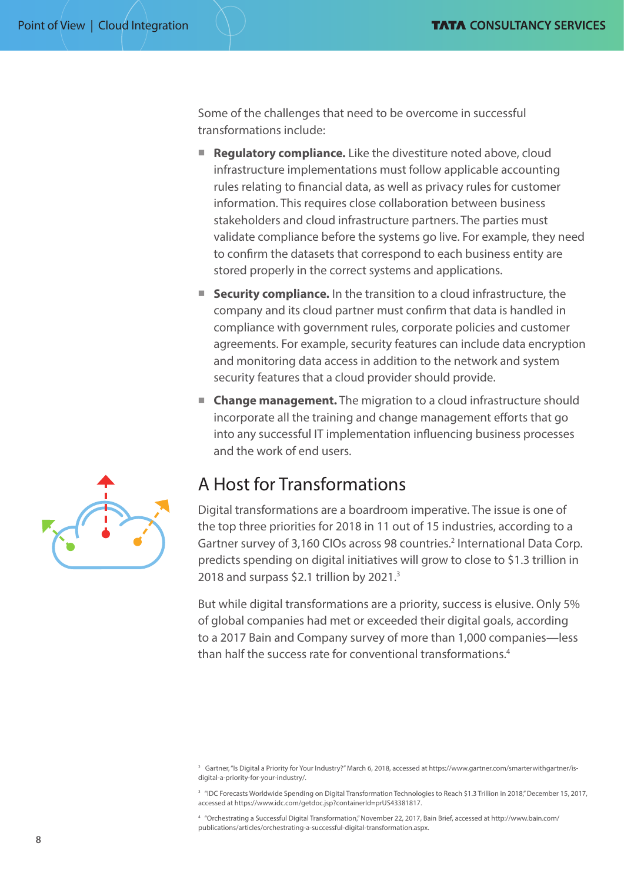Some of the challenges that need to be overcome in successful transformations include:

- **Regulatory compliance.** Like the divestiture noted above, cloud infrastructure implementations must follow applicable accounting rules relating to financial data, as well as privacy rules for customer information. This requires close collaboration between business stakeholders and cloud infrastructure partners. The parties must validate compliance before the systems go live. For example, they need to confirm the datasets that correspond to each business entity are stored properly in the correct systems and applications.
- **Security compliance.** In the transition to a cloud infrastructure, the company and its cloud partner must confirm that data is handled in compliance with government rules, corporate policies and customer agreements. For example, security features can include data encryption and monitoring data access in addition to the network and system security features that a cloud provider should provide.
- **Change management.** The migration to a cloud infrastructure should incorporate all the training and change management efforts that go into any successful IT implementation influencing business processes and the work of end users.

## A Host for Transformations

Digital transformations are a boardroom imperative. The issue is one of the top three priorities for 2018 in 11 out of 15 industries, according to a Gartner survey of 3,160 CIOs across 98 countries.[2] International Data Corp. predicts spending on digital initiatives will grow to close to $1.3 trillion in 2018 and surpass $2.1 trillion by 2021.[3]

But while digital transformations are a priority, success is elusive. Only 5% of global companies had met or exceeded their digital goals, according to a 2017 Bain and Company survey of more than 1,000 companies—less than half the success rate for conventional transformations.[4]

[2] Gartner, "Is Digital a Priority for Your Industry?" March 6, 2018, accessed at https://www.gartner.com/smarterwithgartner/is-digital-a-priority-for-your-industry/.

[3] "IDC Forecasts Worldwide Spending on Digital Transformation Technologies to Reach $1.3 Trillion in 2018," December 15, 2017, accessed at https://www.idc.com/getdoc.jsp?containerId=prUS43381817.

[4] "Orchestrating a Successful Digital Transformation," November 22, 2017, Bain Brief, accessed at http://www.bain.com/publications/articles/orchestrating-a-successful-digital-transformation.aspx.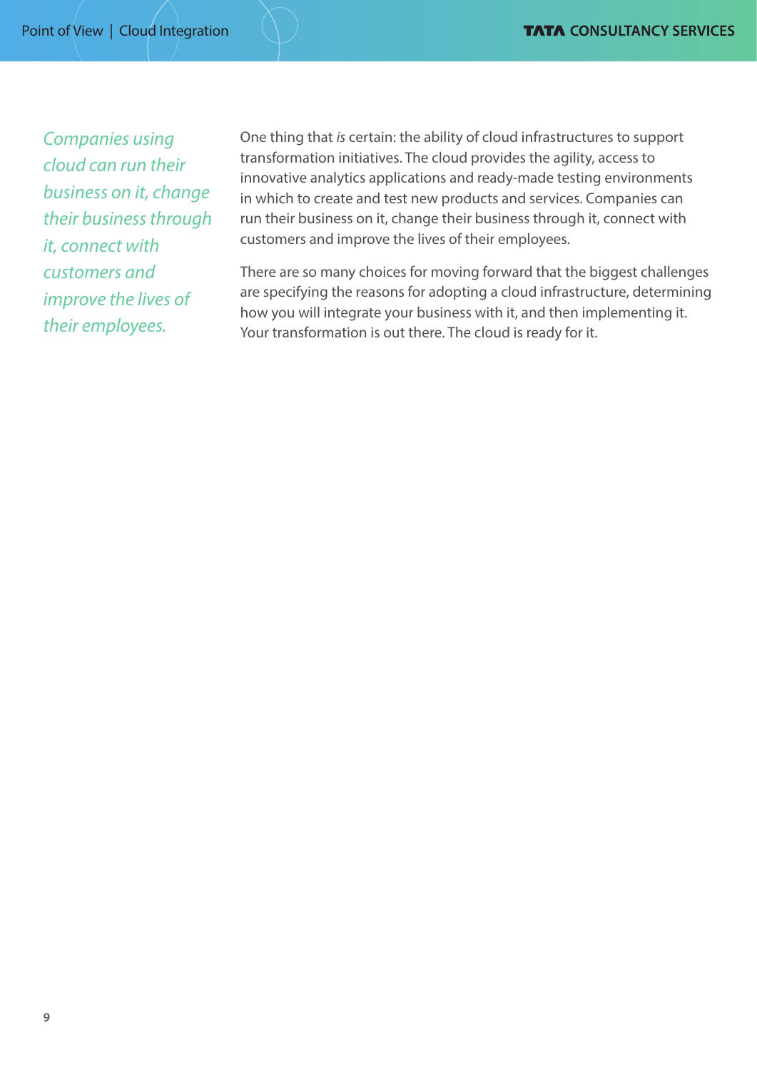*Companies using cloud can run their business on it, change their business through it, connect with customers and improve the lives of their employees.*

One thing that *is* certain: the ability of cloud infrastructures to support transformation initiatives. The cloud provides the agility, access to innovative analytics applications and ready-made testing environments in which to create and test new products and services. Companies can run their business on it, change their business through it, connect with customers and improve the lives of their employees.

There are so many choices for moving forward that the biggest challenges are specifying the reasons for adopting a cloud infrastructure, determining how you will integrate your business with it, and then implementing it. Your transformation is out there. The cloud is ready for it.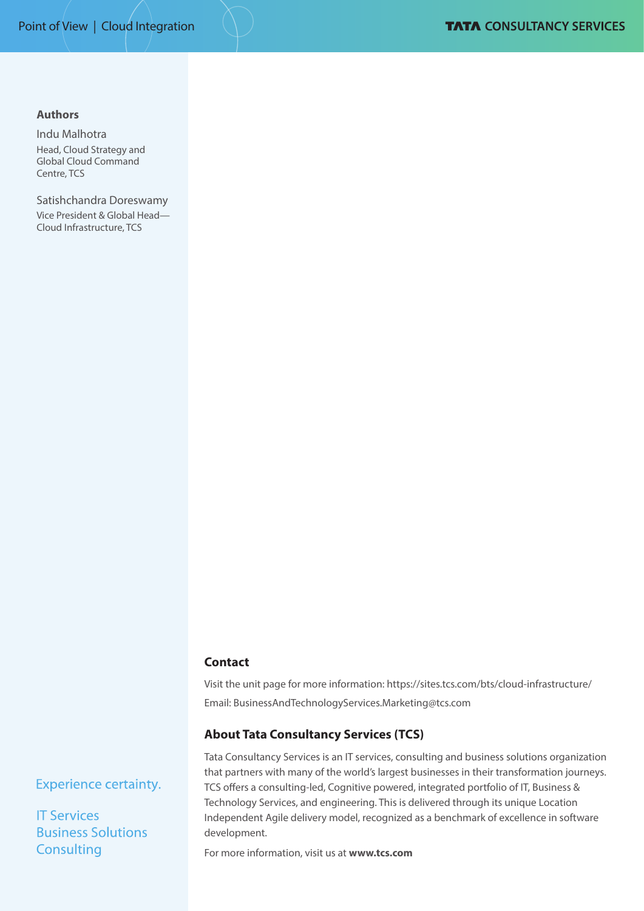**Authors**

Indu Malhotra
Head, Cloud Strategy and Global Cloud Command Centre, TCS

Satishchandra Doreswamy
Vice President & Global Head—Cloud Infrastructure, TCS

## Contact

Visit the unit page for more information: https://sites.tcs.com/bts/cloud-infrastructure/

Email: BusinessAndTechnologyServices.Marketing@tcs.com

## About Tata Consultancy Services (TCS)

Tata Consultancy Services is an IT services, consulting and business solutions organization that partners with many of the world's largest businesses in their transformation journeys. TCS offers a consulting-led, Cognitive powered, integrated portfolio of IT, Business & Technology Services, and engineering. This is delivered through its unique Location Independent Agile delivery model, recognized as a benchmark of excellence in software development.

For more information, visit us at **www.tcs.com**

Experience certainty.

IT Services
Business Solutions
Consulting